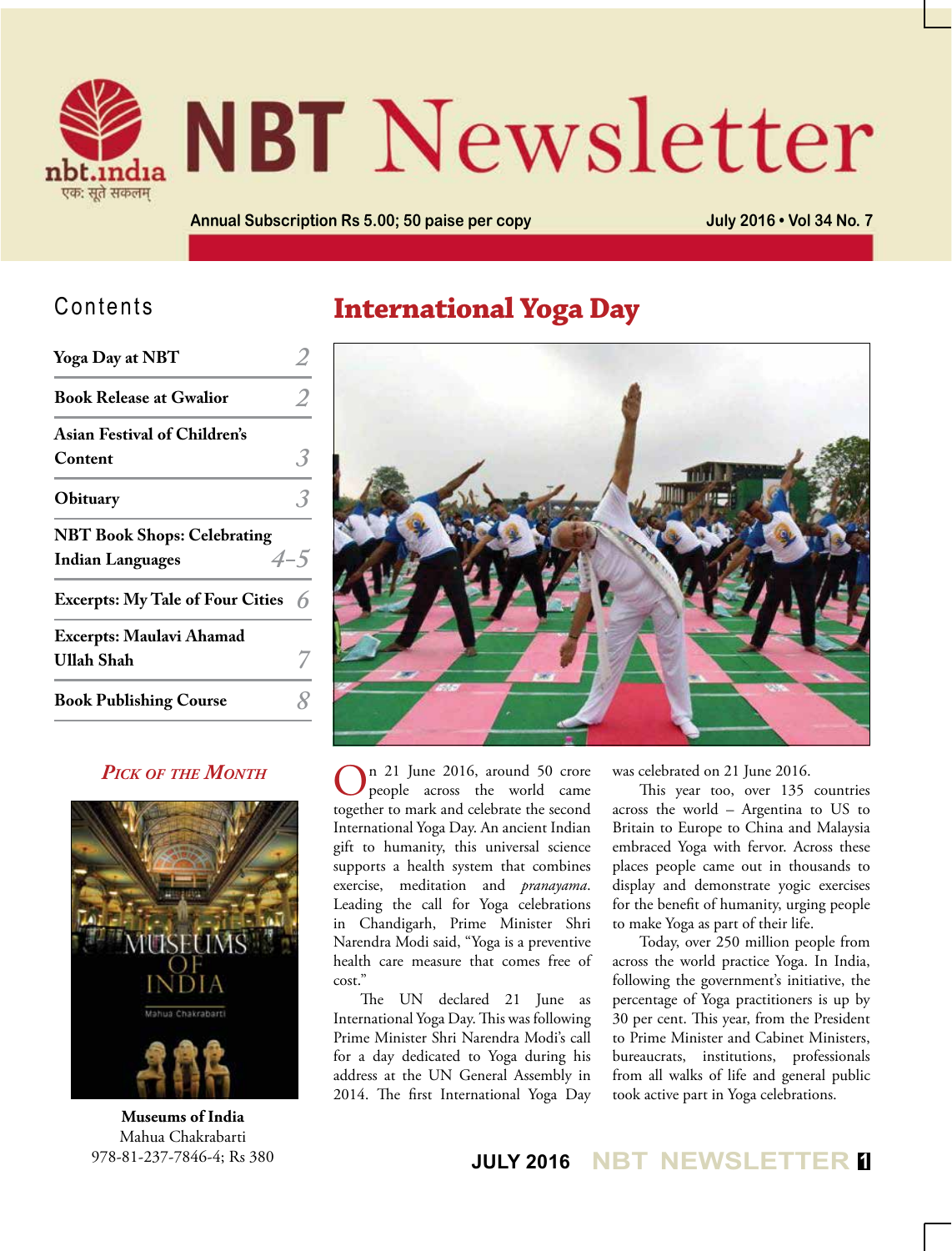# NBT Newsletter

Annual Subscription Rs 5.00; 50 paise per copy

July 2016 • Vol 34 No. 7

## Contents

| | |
|---|---|
| Yoga Day at NBT | 2 |
| Book Release at Gwalior | 2 |
| Asian Festival of Children's Content | 3 |
| Obituary | 3 |
| NBT Book Shops: Celebrating Indian Languages | 4–5 |
| Excerpts: My Tale of Four Cities | 6 |
| Excerpts: Maulavi Ahamad Ullah Shah | 7 |
| Book Publishing Course | 8 |

### *Pick of the Month*

**Museums of India**
Mahua Chakrabarti
978-81-237-7846-4; Rs 380

# International Yoga Day

On 21 June 2016, around 50 crore people across the world came together to mark and celebrate the second International Yoga Day. An ancient Indian gift to humanity, this universal science supports a health system that combines exercise, meditation and *pranayama*. Leading the call for Yoga celebrations in Chandigarh, Prime Minister Shri Narendra Modi said, "Yoga is a preventive health care measure that comes free of cost."

The UN declared 21 June as International Yoga Day. This was following Prime Minister Shri Narendra Modi's call for a day dedicated to Yoga during his address at the UN General Assembly in 2014. The first International Yoga Day was celebrated on 21 June 2016.

This year too, over 135 countries across the world – Argentina to US to Britain to Europe to China and Malaysia embraced Yoga with fervor. Across these places people came out in thousands to display and demonstrate yogic exercises for the benefit of humanity, urging people to make Yoga as part of their life.

Today, over 250 million people from across the world practice Yoga. In India, following the government's initiative, the percentage of Yoga practitioners is up by 30 per cent. This year, from the President to Prime Minister and Cabinet Ministers, bureaucrats, institutions, professionals from all walks of life and general public took active part in Yoga celebrations.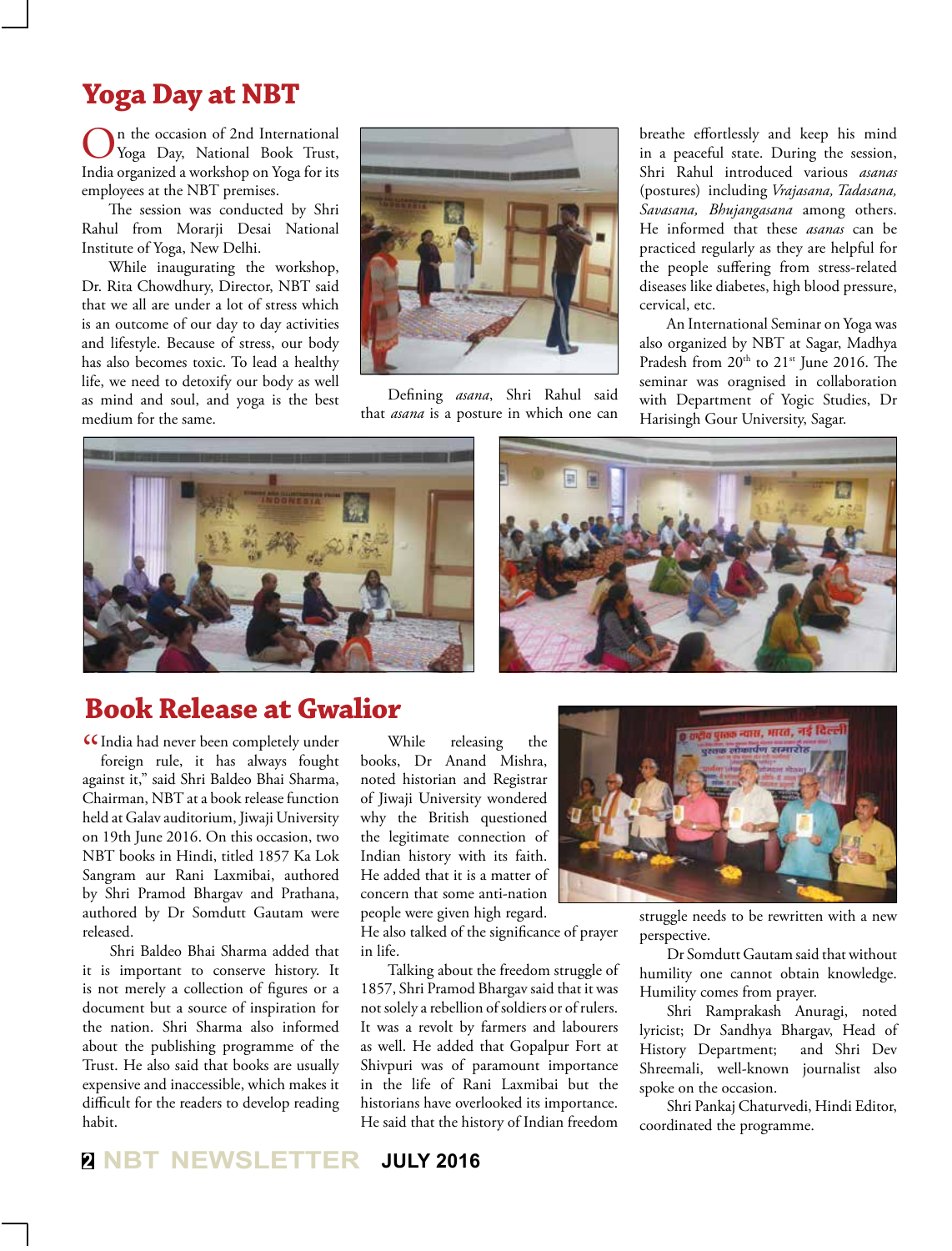# Yoga Day at NBT

On the occasion of 2nd International Yoga Day, National Book Trust, India organized a workshop on Yoga for its employees at the NBT premises.

The session was conducted by Shri Rahul from Morarji Desai National Institute of Yoga, New Delhi.

While inaugurating the workshop, Dr. Rita Chowdhury, Director, NBT said that we all are under a lot of stress which is an outcome of our day to day activities and lifestyle. Because of stress, our body has also becomes toxic. To lead a healthy life, we need to detoxify our body as well as mind and soul, and yoga is the best medium for the same.

Defining *asana*, Shri Rahul said that *asana* is a posture in which one can breathe effortlessly and keep his mind in a peaceful state. During the session, Shri Rahul introduced various *asanas* (postures) including *Vrajasana, Tadasana, Savasana, Bhujangasana* among others. He informed that these *asanas* can be practiced regularly as they are helpful for the people suffering from stress-related diseases like diabetes, high blood pressure, cervical, etc.

An International Seminar on Yoga was also organized by NBT at Sagar, Madhya Pradesh from 20th to 21st June 2016. The seminar was oragnised in collaboration with Department of Yogic Studies, Dr Harisingh Gour University, Sagar.

# Book Release at Gwalior

"India had never been completely under foreign rule, it has always fought against it," said Shri Baldeo Bhai Sharma, Chairman, NBT at a book release function held at Galav auditorium, Jiwaji University on 19th June 2016. On this occasion, two NBT books in Hindi, titled 1857 Ka Lok Sangram aur Rani Laxmibai, authored by Shri Pramod Bhargav and Prathana, authored by Dr Somdutt Gautam were released.

Shri Baldeo Bhai Sharma added that it is important to conserve history. It is not merely a collection of figures or a document but a source of inspiration for the nation. Shri Sharma also informed about the publishing programme of the Trust. He also said that books are usually expensive and inaccessible, which makes it difficult for the readers to develop reading habit.

While releasing the books, Dr Anand Mishra, noted historian and Registrar of Jiwaji University wondered why the British questioned the legitimate connection of Indian history with its faith. He added that it is a matter of concern that some anti-nation people were given high regard. He also talked of the significance of prayer in life.

Talking about the freedom struggle of 1857, Shri Pramod Bhargav said that it was not solely a rebellion of soldiers or of rulers. It was a revolt by farmers and labourers as well. He added that Gopalpur Fort at Shivpuri was of paramount importance in the life of Rani Laxmibai but the historians have overlooked its importance. He said that the history of Indian freedom struggle needs to be rewritten with a new perspective.

Dr Somdutt Gautam said that without humility one cannot obtain knowledge. Humility comes from prayer.

Shri Ramprakash Anuragi, noted lyricist; Dr Sandhya Bhargav, Head of History Department; and Shri Dev Shreemali, well-known journalist also spoke on the occasion.

Shri Pankaj Chaturvedi, Hindi Editor, coordinated the programme.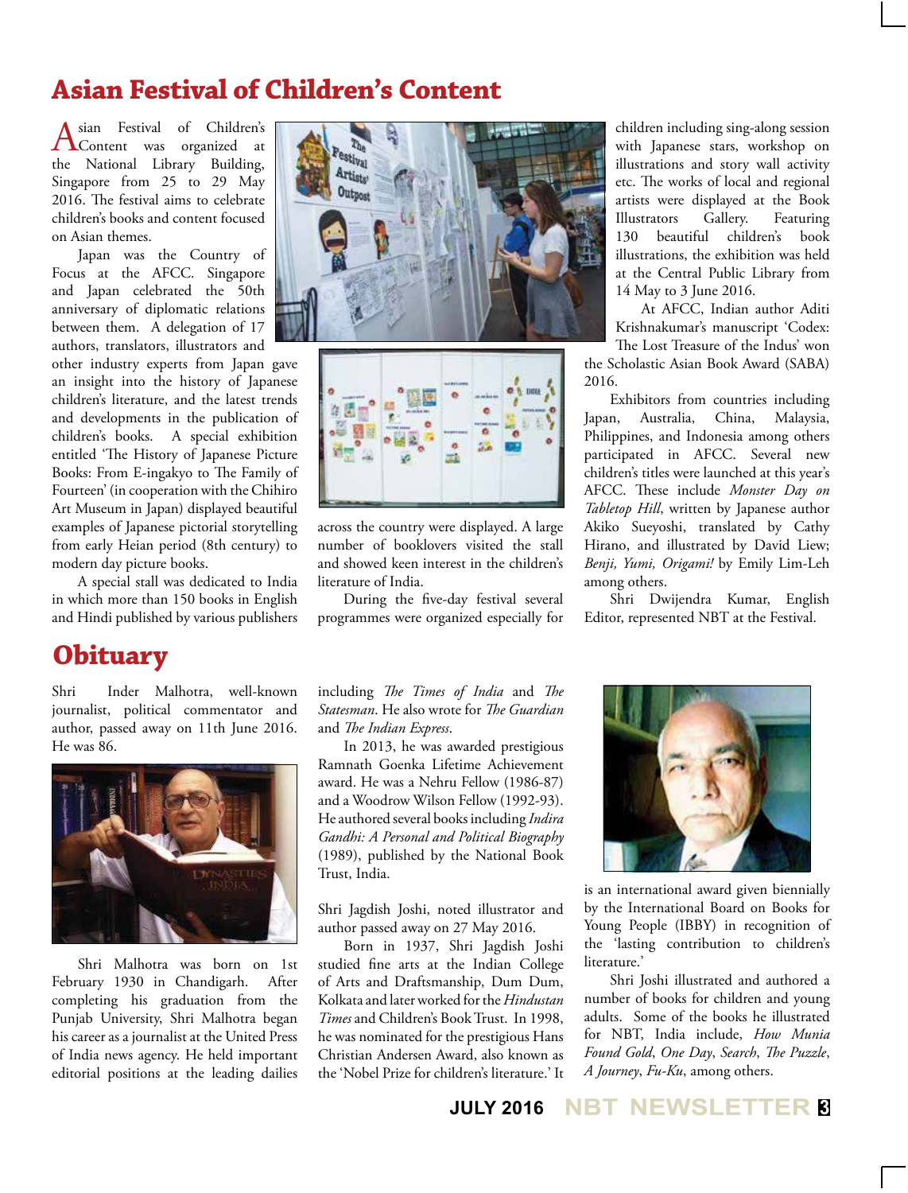## Asian Festival of Children's Content

Asian Festival of Children's Content was organized at the National Library Building, Singapore from 25 to 29 May 2016. The festival aims to celebrate children's books and content focused on Asian themes.

Japan was the Country of Focus at the AFCC. Singapore and Japan celebrated the 50th anniversary of diplomatic relations between them. A delegation of 17 authors, translators, illustrators and other industry experts from Japan gave an insight into the history of Japanese children's literature, and the latest trends and developments in the publication of children's books. A special exhibition entitled 'The History of Japanese Picture Books: From E-ingakyo to The Family of Fourteen' (in cooperation with the Chihiro Art Museum in Japan) displayed beautiful examples of Japanese pictorial storytelling from early Heian period (8th century) to modern day picture books.

A special stall was dedicated to India in which more than 150 books in English and Hindi published by various publishers across the country were displayed. A large number of booklovers visited the stall and showed keen interest in the children's literature of India.

During the five-day festival several programmes were organized especially for children including sing-along session with Japanese stars, workshop on illustrations and story wall activity etc. The works of local and regional artists were displayed at the Book Illustrators Gallery. Featuring 130 beautiful children's book illustrations, the exhibition was held at the Central Public Library from 14 May to 3 June 2016.

At AFCC, Indian author Aditi Krishnakumar's manuscript 'Codex: The Lost Treasure of the Indus' won the Scholastic Asian Book Award (SABA) 2016.

Exhibitors from countries including Japan, Australia, China, Malaysia, Philippines, and Indonesia among others participated in AFCC. Several new children's titles were launched at this year's AFCC. These include *Monster Day on Tabletop Hill*, written by Japanese author Akiko Sueyoshi, translated by Cathy Hirano, and illustrated by David Liew; *Benji, Yumi, Origami!* by Emily Lim-Leh among others.

Shri Dwijendra Kumar, English Editor, represented NBT at the Festival.

## Obituary

Shri Inder Malhotra, well-known journalist, political commentator and author, passed away on 11th June 2016. He was 86.

Shri Malhotra was born on 1st February 1930 in Chandigarh. After completing his graduation from the Punjab University, Shri Malhotra began his career as a journalist at the United Press of India news agency. He held important editorial positions at the leading dailies including *The Times of India* and *The Statesman*. He also wrote for *The Guardian* and *The Indian Express*.

In 2013, he was awarded prestigious Ramnath Goenka Lifetime Achievement award. He was a Nehru Fellow (1986-87) and a Woodrow Wilson Fellow (1992-93). He authored several books including *Indira Gandhi: A Personal and Political Biography* (1989), published by the National Book Trust, India.

Shri Jagdish Joshi, noted illustrator and author passed away on 27 May 2016.

Born in 1937, Shri Jagdish Joshi studied fine arts at the Indian College of Arts and Draftsmanship, Dum Dum, Kolkata and later worked for the *Hindustan Times* and Children's Book Trust. In 1998, he was nominated for the prestigious Hans Christian Andersen Award, also known as the 'Nobel Prize for children's literature.' It is an international award given biennially by the International Board on Books for Young People (IBBY) in recognition of the 'lasting contribution to children's literature.'

Shri Joshi illustrated and authored a number of books for children and young adults. Some of the books he illustrated for NBT, India include, *How Munia Found Gold*, *One Day*, *Search*, *The Puzzle*, *A Journey*, *Fu-Ku*, among others.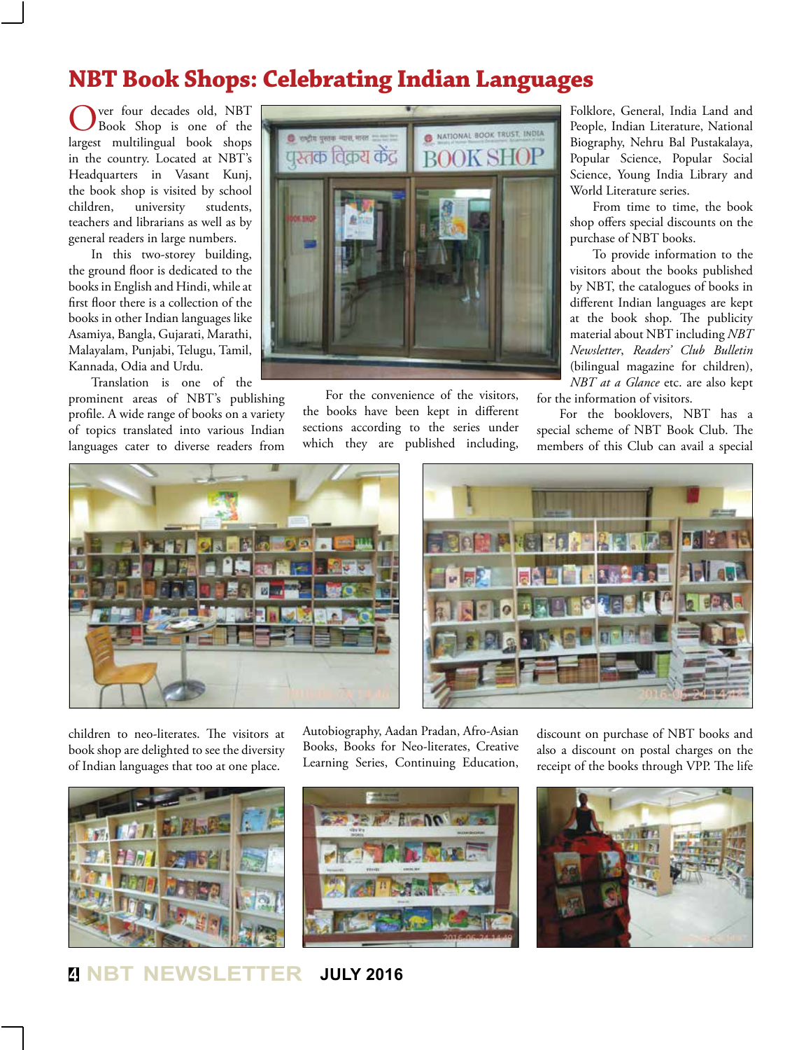# NBT Book Shops: Celebrating Indian Languages

Over four decades old, NBT Book Shop is one of the largest multilingual book shops in the country. Located at NBT's Headquarters in Vasant Kunj, the book shop is visited by school children, university students, teachers and librarians as well as by general readers in large numbers.

In this two-storey building, the ground floor is dedicated to the books in English and Hindi, while at first floor there is a collection of the books in other Indian languages like Asamiya, Bangla, Gujarati, Marathi, Malayalam, Punjabi, Telugu, Tamil, Kannada, Odia and Urdu.

Translation is one of the prominent areas of NBT's publishing profile. A wide range of books on a variety of topics translated into various Indian languages cater to diverse readers from children to neo-literates. The visitors at book shop are delighted to see the diversity of Indian languages that too at one place.

For the convenience of the visitors, the books have been kept in different sections according to the series under which they are published including, Autobiography, Aadan Pradan, Afro-Asian Books, Books for Neo-literates, Creative Learning Series, Continuing Education, Folklore, General, India Land and People, Indian Literature, National Biography, Nehru Bal Pustakalaya, Popular Science, Popular Social Science, Young India Library and World Literature series.

From time to time, the book shop offers special discounts on the purchase of NBT books.

To provide information to the visitors about the books published by NBT, the catalogues of books in different Indian languages are kept at the book shop. The publicity material about NBT including *NBT Newsletter*, *Readers' Club Bulletin* (bilingual magazine for children), *NBT at a Glance* etc. are also kept for the information of visitors.

For the booklovers, NBT has a special scheme of NBT Book Club. The members of this Club can avail a special discount on purchase of NBT books and also a discount on postal charges on the receipt of the books through VPP. The life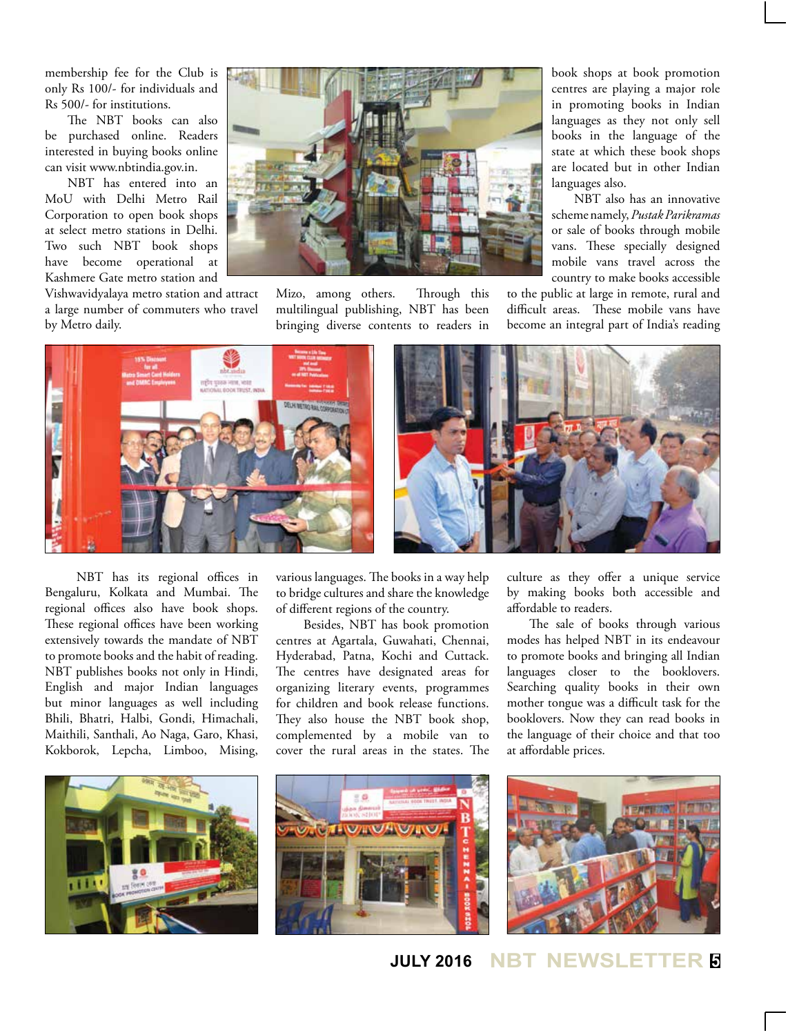membership fee for the Club is only Rs 100/- for individuals and Rs 500/- for institutions.

The NBT books can also be purchased online. Readers interested in buying books online can visit www.nbtindia.gov.in.

NBT has entered into an MoU with Delhi Metro Rail Corporation to open book shops at select metro stations in Delhi. Two such NBT book shops have become operational at Kashmere Gate metro station and Vishwavidyalaya metro station and attract a large number of commuters who travel by Metro daily.

NBT has its regional offices in Bengaluru, Kolkata and Mumbai. The regional offices also have book shops. These regional offices have been working extensively towards the mandate of NBT to promote books and the habit of reading. NBT publishes books not only in Hindi, English and major Indian languages but minor languages as well including Bhili, Bhatri, Halbi, Gondi, Himachali, Maithili, Santhali, Ao Naga, Garo, Khasi, Kokborok, Lepcha, Limboo, Mising, Mizo, among others. Through this multilingual publishing, NBT has been bringing diverse contents to readers in various languages. The books in a way help to bridge cultures and share the knowledge of different regions of the country.

Besides, NBT has book promotion centres at Agartala, Guwahati, Chennai, Hyderabad, Patna, Kochi and Cuttack. The centres have designated areas for organizing literary events, programmes for children and book release functions. They also house the NBT book shop, complemented by a mobile van to cover the rural areas in the states. The book shops at book promotion centres are playing a major role in promoting books in Indian languages as they not only sell books in the language of the state at which these book shops are located but in other Indian languages also.

NBT also has an innovative scheme namely, *Pustak Parikramas* or sale of books through mobile vans. These specially designed mobile vans travel across the country to make books accessible to the public at large in remote, rural and difficult areas. These mobile vans have become an integral part of India's reading culture as they offer a unique service by making books both accessible and affordable to readers.

The sale of books through various modes has helped NBT in its endeavour to promote books and bringing all Indian languages closer to the booklovers. Searching quality books in their own mother tongue was a difficult task for the booklovers. Now they can read books in the language of their choice and that too at affordable prices.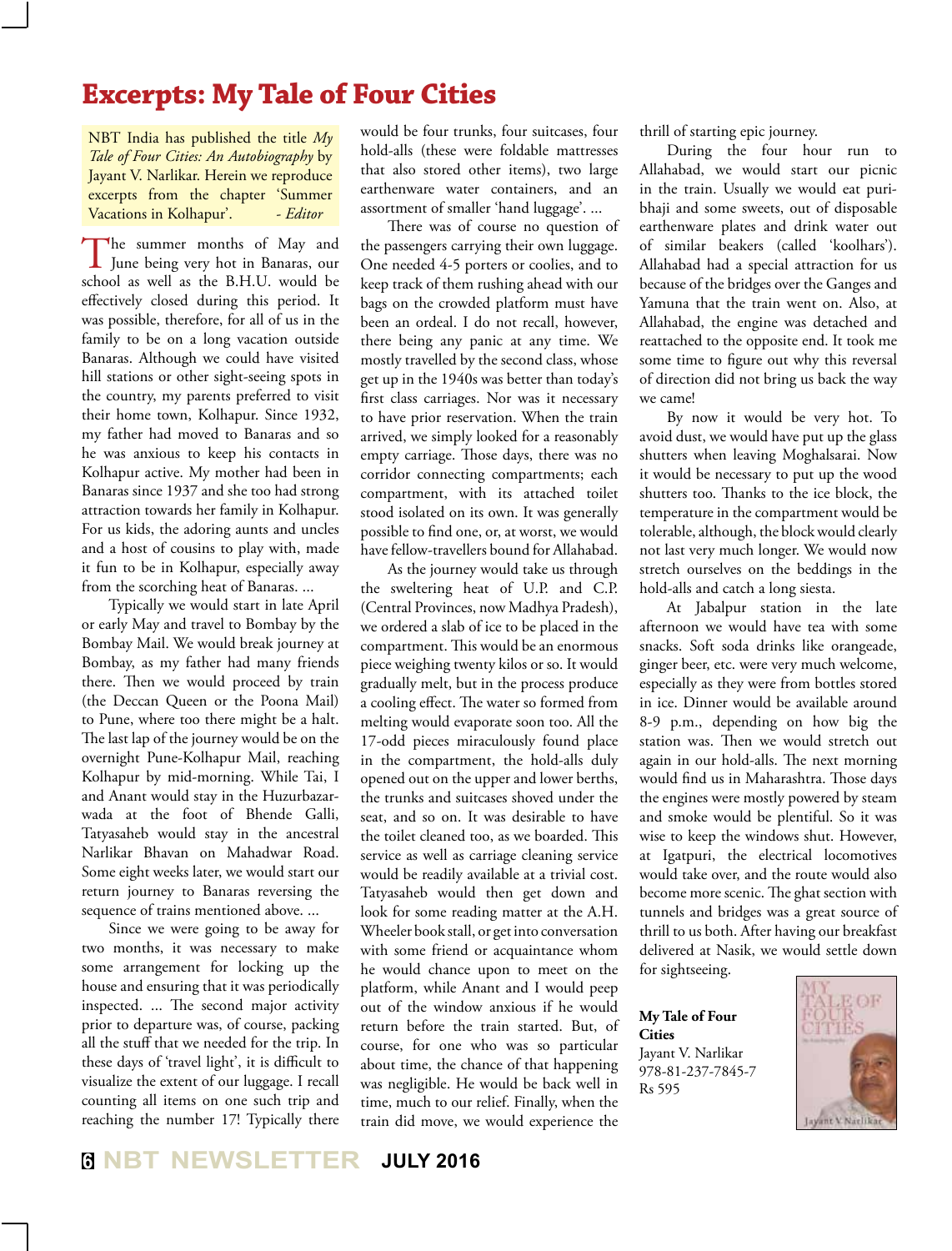# Excerpts: My Tale of Four Cities

NBT India has published the title *My Tale of Four Cities: An Autobiography* by Jayant V. Narlikar. Herein we reproduce excerpts from the chapter 'Summer Vacations in Kolhapur'. *- Editor*

The summer months of May and June being very hot in Banaras, our school as well as the B.H.U. would be effectively closed during this period. It was possible, therefore, for all of us in the family to be on a long vacation outside Banaras. Although we could have visited hill stations or other sight-seeing spots in the country, my parents preferred to visit their home town, Kolhapur. Since 1932, my father had moved to Banaras and so he was anxious to keep his contacts in Kolhapur active. My mother had been in Banaras since 1937 and she too had strong attraction towards her family in Kolhapur. For us kids, the adoring aunts and uncles and a host of cousins to play with, made it fun to be in Kolhapur, especially away from the scorching heat of Banaras. ...

Typically we would start in late April or early May and travel to Bombay by the Bombay Mail. We would break journey at Bombay, as my father had many friends there. Then we would proceed by train (the Deccan Queen or the Poona Mail) to Pune, where too there might be a halt. The last lap of the journey would be on the overnight Pune-Kolhapur Mail, reaching Kolhapur by mid-morning. While Tai, I and Anant would stay in the Huzurbazar-wada at the foot of Bhende Galli, Tatyasaheb would stay in the ancestral Narlikar Bhavan on Mahadwar Road. Some eight weeks later, we would start our return journey to Banaras reversing the sequence of trains mentioned above. ...

Since we were going to be away for two months, it was necessary to make some arrangement for locking up the house and ensuring that it was periodically inspected. ... The second major activity prior to departure was, of course, packing all the stuff that we needed for the trip. In these days of 'travel light', it is difficult to visualize the extent of our luggage. I recall counting all items on one such trip and reaching the number 17! Typically there would be four trunks, four suitcases, four hold-alls (these were foldable mattresses that also stored other items), two large earthenware water containers, and an assortment of smaller 'hand luggage'. ...

There was of course no question of the passengers carrying their own luggage. One needed 4-5 porters or coolies, and to keep track of them rushing ahead with our bags on the crowded platform must have been an ordeal. I do not recall, however, there being any panic at any time. We mostly travelled by the second class, whose get up in the 1940s was better than today's first class carriages. Nor was it necessary to have prior reservation. When the train arrived, we simply looked for a reasonably empty carriage. Those days, there was no corridor connecting compartments; each compartment, with its attached toilet stood isolated on its own. It was generally possible to find one, or, at worst, we would have fellow-travellers bound for Allahabad.

As the journey would take us through the sweltering heat of U.P. and C.P. (Central Provinces, now Madhya Pradesh), we ordered a slab of ice to be placed in the compartment. This would be an enormous piece weighing twenty kilos or so. It would gradually melt, but in the process produce a cooling effect. The water so formed from melting would evaporate soon too. All the 17-odd pieces miraculously found place in the compartment, the hold-alls duly opened out on the upper and lower berths, the trunks and suitcases shoved under the seat, and so on. It was desirable to have the toilet cleaned too, as we boarded. This service as well as carriage cleaning service would be readily available at a trivial cost. Tatyasaheb would then get down and look for some reading matter at the A.H. Wheeler book stall, or get into conversation with some friend or acquaintance whom he would chance upon to meet on the platform, while Anant and I would peep out of the window anxious if he would return before the train started. But, of course, for one who was so particular about time, the chance of that happening was negligible. He would be back well in time, much to our relief. Finally, when the train did move, we would experience the thrill of starting epic journey.

During the four hour run to Allahabad, we would start our picnic in the train. Usually we would eat puri-bhaji and some sweets, out of disposable earthenware plates and drink water out of similar beakers (called 'koolhars'). Allahabad had a special attraction for us because of the bridges over the Ganges and Yamuna that the train went on. Also, at Allahabad, the engine was detached and reattached to the opposite end. It took me some time to figure out why this reversal of direction did not bring us back the way we came!

By now it would be very hot. To avoid dust, we would have put up the glass shutters when leaving Moghalsarai. Now it would be necessary to put up the wood shutters too. Thanks to the ice block, the temperature in the compartment would be tolerable, although, the block would clearly not last very much longer. We would now stretch ourselves on the beddings in the hold-alls and catch a long siesta.

At Jabalpur station in the late afternoon we would have tea with some snacks. Soft soda drinks like orangeade, ginger beer, etc. were very much welcome, especially as they were from bottles stored in ice. Dinner would be available around 8-9 p.m., depending on how big the station was. Then we would stretch out again in our hold-alls. The next morning would find us in Maharashtra. Those days the engines were mostly powered by steam and smoke would be plentiful. So it was wise to keep the windows shut. However, at Igatpuri, the electrical locomotives would take over, and the route would also become more scenic. The ghat section with tunnels and bridges was a great source of thrill to us both. After having our breakfast delivered at Nasik, we would settle down for sightseeing.

**My Tale of Four Cities**
Jayant V. Narlikar
978-81-237-7845-7
Rs 595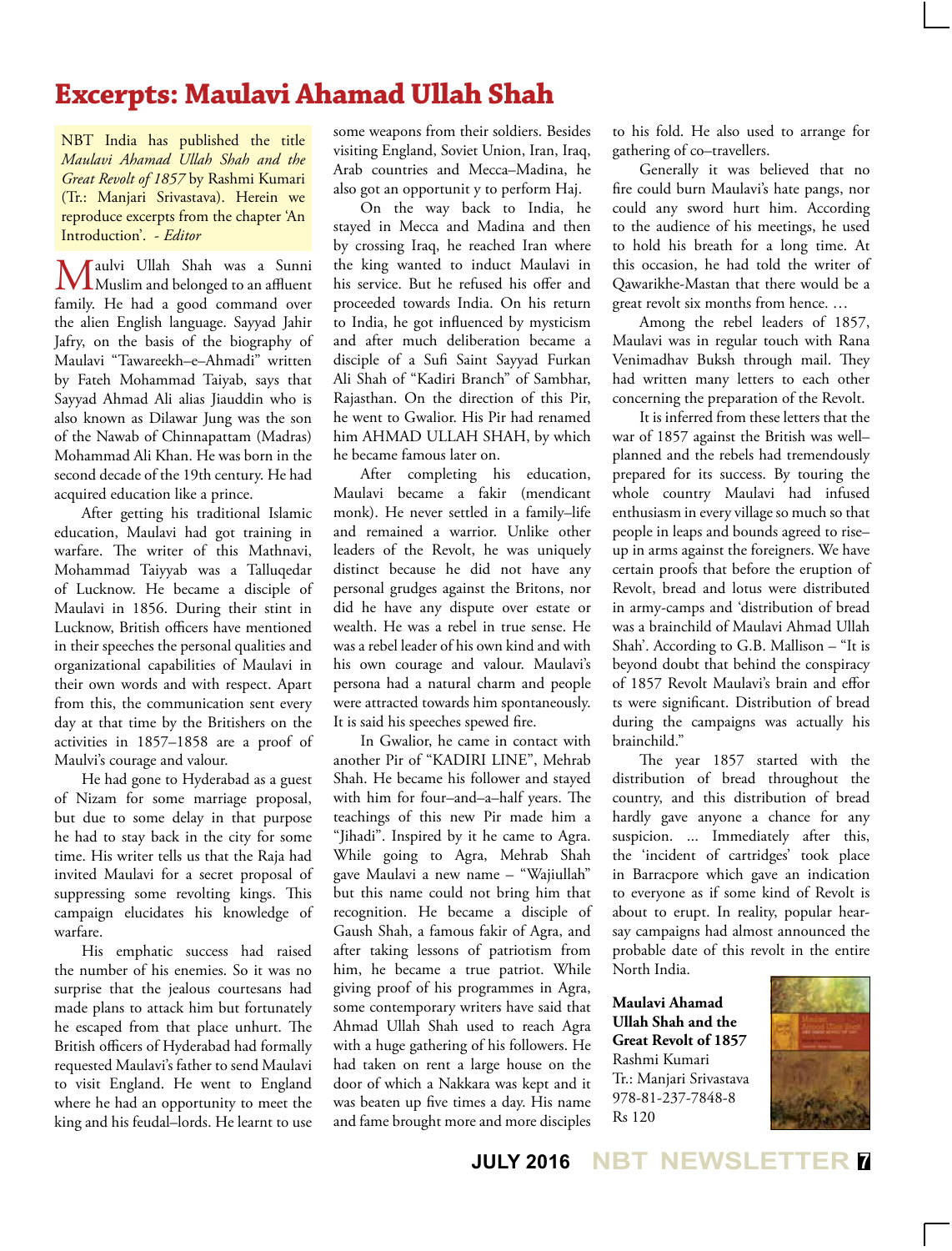# Excerpts: Maulavi Ahamad Ullah Shah

NBT India has published the title *Maulavi Ahamad Ullah Shah and the Great Revolt of 1857* by Rashmi Kumari (Tr.: Manjari Srivastava). Herein we reproduce excerpts from the chapter 'An Introduction'. *- Editor*

Maulvi Ullah Shah was a Sunni Muslim and belonged to an affluent family. He had a good command over the alien English language. Sayyad Jahir Jafry, on the basis of the biography of Maulavi "Tawareekh–e–Ahmadi" written by Fateh Mohammad Taiyab, says that Sayyad Ahmad Ali alias Jiauddin who is also known as Dilawar Jung was the son of the Nawab of Chinnapattam (Madras) Mohammad Ali Khan. He was born in the second decade of the 19th century. He had acquired education like a prince.

After getting his traditional Islamic education, Maulavi had got training in warfare. The writer of this Mathnavi, Mohammad Taiyyab was a Talluqedar of Lucknow. He became a disciple of Maulavi in 1856. During their stint in Lucknow, British officers have mentioned in their speeches the personal qualities and organizational capabilities of Maulavi in their own words and with respect. Apart from this, the communication sent every day at that time by the Britishers on the activities in 1857–1858 are a proof of Maulvi's courage and valour.

He had gone to Hyderabad as a guest of Nizam for some marriage proposal, but due to some delay in that purpose he had to stay back in the city for some time. His writer tells us that the Raja had invited Maulavi for a secret proposal of suppressing some revolting kings. This campaign elucidates his knowledge of warfare.

His emphatic success had raised the number of his enemies. So it was no surprise that the jealous courtesans had made plans to attack him but fortunately he escaped from that place unhurt. The British officers of Hyderabad had formally requested Maulavi's father to send Maulavi to visit England. He went to England where he had an opportunity to meet the king and his feudal–lords. He learnt to use some weapons from their soldiers. Besides visiting England, Soviet Union, Iran, Iraq, Arab countries and Mecca–Madina, he also got an opportunit y to perform Haj.

On the way back to India, he stayed in Mecca and Madina and then by crossing Iraq, he reached Iran where the king wanted to induct Maulavi in his service. But he refused his offer and proceeded towards India. On his return to India, he got influenced by mysticism and after much deliberation became a disciple of a Sufi Saint Sayyad Furkan Ali Shah of "Kadiri Branch" of Sambhar, Rajasthan. On the direction of this Pir, he went to Gwalior. His Pir had renamed him AHMAD ULLAH SHAH, by which he became famous later on.

After completing his education, Maulavi became a fakir (mendicant monk). He never settled in a family–life and remained a warrior. Unlike other leaders of the Revolt, he was uniquely distinct because he did not have any personal grudges against the Britons, nor did he have any dispute over estate or wealth. He was a rebel in true sense. He was a rebel leader of his own kind and with his own courage and valour. Maulavi's persona had a natural charm and people were attracted towards him spontaneously. It is said his speeches spewed fire.

In Gwalior, he came in contact with another Pir of "KADIRI LINE", Mehrab Shah. He became his follower and stayed with him for four–and–a–half years. The teachings of this new Pir made him a "Jihadi". Inspired by it he came to Agra. While going to Agra, Mehrab Shah gave Maulavi a new name – "Wajiullah" but this name could not bring him that recognition. He became a disciple of Gaush Shah, a famous fakir of Agra, and after taking lessons of patriotism from him, he became a true patriot. While giving proof of his programmes in Agra, some contemporary writers have said that Ahmad Ullah Shah used to reach Agra with a huge gathering of his followers. He had taken on rent a large house on the door of which a Nakkara was kept and it was beaten up five times a day. His name and fame brought more and more disciples to his fold. He also used to arrange for gathering of co–travellers.

Generally it was believed that no fire could burn Maulavi's hate pangs, nor could any sword hurt him. According to the audience of his meetings, he used to hold his breath for a long time. At this occasion, he had told the writer of Qawarikhe-Mastan that there would be a great revolt six months from hence. …

Among the rebel leaders of 1857, Maulavi was in regular touch with Rana Venimadhav Buksh through mail. They had written many letters to each other concerning the preparation of the Revolt.

It is inferred from these letters that the war of 1857 against the British was well–planned and the rebels had tremendously prepared for its success. By touring the whole country Maulavi had infused enthusiasm in every village so much so that people in leaps and bounds agreed to rise–up in arms against the foreigners. We have certain proofs that before the eruption of Revolt, bread and lotus were distributed in army-camps and 'distribution of bread was a brainchild of Maulavi Ahmad Ullah Shah'. According to G.B. Mallison – "It is beyond doubt that behind the conspiracy of 1857 Revolt Maulavi's brain and effor ts were significant. Distribution of bread during the campaigns was actually his brainchild."

The year 1857 started with the distribution of bread throughout the country, and this distribution of bread hardly gave anyone a chance for any suspicion. … Immediately after this, the 'incident of cartridges' took place in Barracpore which gave an indication to everyone as if some kind of Revolt is about to erupt. In reality, popular hear-say campaigns had almost announced the probable date of this revolt in the entire North India.

**Maulavi Ahamad Ullah Shah and the Great Revolt of 1857**
Rashmi Kumari
Tr.: Manjari Srivastava
978-81-237-7848-8
Rs 120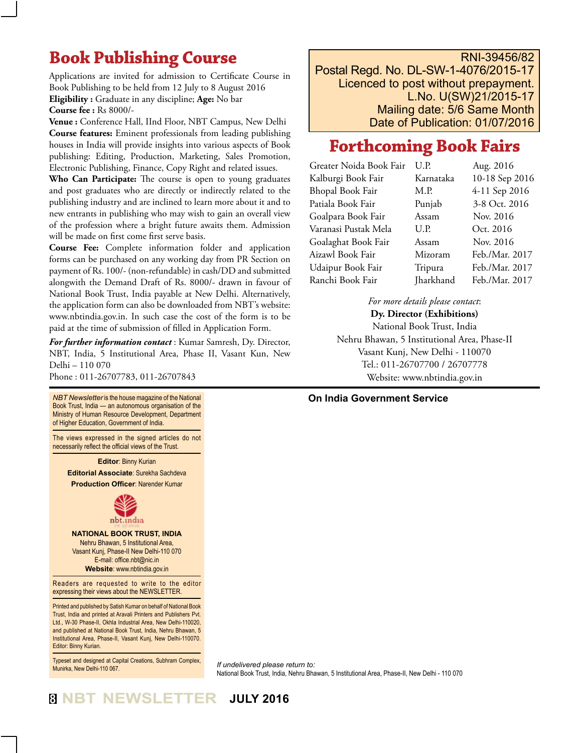## Book Publishing Course

Applications are invited for admission to Certificate Course in Book Publishing to be held from 12 July to 8 August 2016

**Eligibility :** Graduate in any discipline; **Age:** No bar

**Course fee :** Rs 8000/-

**Venue :** Conference Hall, IInd Floor, NBT Campus, New Delhi

**Course features:** Eminent professionals from leading publishing houses in India will provide insights into various aspects of Book publishing: Editing, Production, Marketing, Sales Promotion, Electronic Publishing, Finance, Copy Right and related issues.

**Who Can Participate:** The course is open to young graduates and post graduates who are directly or indirectly related to the publishing industry and are inclined to learn more about it and to new entrants in publishing who may wish to gain an overall view of the profession where a bright future awaits them. Admission will be made on first come first serve basis.

**Course Fee:** Complete information folder and application forms can be purchased on any working day from PR Section on payment of Rs. 100/- (non-refundable) in cash/DD and submitted alongwith the Demand Draft of Rs. 8000/- drawn in favour of National Book Trust, India payable at New Delhi. Alternatively, the application form can also be downloaded from NBT's website: www.nbtindia.gov.in. In such case the cost of the form is to be paid at the time of submission of filled in Application Form.

***For further information contact*** : Kumar Samresh, Dy. Director, NBT, India, 5 Institutional Area, Phase II, Vasant Kun, New Delhi – 110 070

Phone : 011-26707783, 011-26707843

RNI-39456/82
Postal Regd. No. DL-SW-1-4076/2015-17
Licenced to post without prepayment.
L.No. U(SW)21/2015-17
Mailing date: 5/6 Same Month
Date of Publication: 01/07/2016

## Forthcoming Book Fairs

| | | |
|---|---|---|
| Greater Noida Book Fair | U.P. | Aug. 2016 |
| Kalburgi Book Fair | Karnataka | 10-18 Sep 2016 |
| Bhopal Book Fair | M.P. | 4-11 Sep 2016 |
| Patiala Book Fair | Punjab | 3-8 Oct. 2016 |
| Goalpara Book Fair | Assam | Nov. 2016 |
| Varanasi Pustak Mela | U.P. | Oct. 2016 |
| Goalaghat Book Fair | Assam | Nov. 2016 |
| Aizawl Book Fair | Mizoram | Feb./Mar. 2017 |
| Udaipur Book Fair | Tripura | Feb./Mar. 2017 |
| Ranchi Book Fair | Jharkhand | Feb./Mar. 2017 |

*For more details please contact*:
**Dy. Director (Exhibitions)**
National Book Trust, India
Nehru Bhawan, 5 Institutional Area, Phase-II
Vasant Kunj, New Delhi - 110070
Tel.: 011-26707700 / 26707778
Website: www.nbtindia.gov.in

*NBT Newsletter* is the house magazine of the National Book Trust, India — an autonomous organisation of the Ministry of Human Resource Development, Department of Higher Education, Government of India.

The views expressed in the signed articles do not necessarily reflect the official views of the Trust.

**Editor**: Binny Kurian
**Editorial Associate**: Surekha Sachdeva
**Production Officer**: Narender Kumar

**NATIONAL BOOK TRUST, INDIA**
Nehru Bhawan, 5 Institutional Area,
Vasant Kunj, Phase-II New Delhi-110 070
E-mail: office.nbt@nic.in
**Website**: www.nbtindia.gov.in

Readers are requested to write to the editor expressing their views about the NEWSLETTER.

Printed and published by Satish Kumar on behalf of National Book Trust, India and printed at Aravali Printers and Publishers Pvt. Ltd., W-30 Phase-II, Okhla Industrial Area, New Delhi-110020, and published at National Book Trust, India, Nehru Bhawan, 5 Institutional Area, Phase-II, Vasant Kunj, New Delhi-110070. Editor: Binny Kurian.

Typeset and designed at Capital Creations, Subhram Complex, Munirka, New Delhi-110 067.

**On India Government Service**

*If undelivered please return to:*
National Book Trust, India, Nehru Bhawan, 5 Institutional Area, Phase-II, New Delhi - 110 070